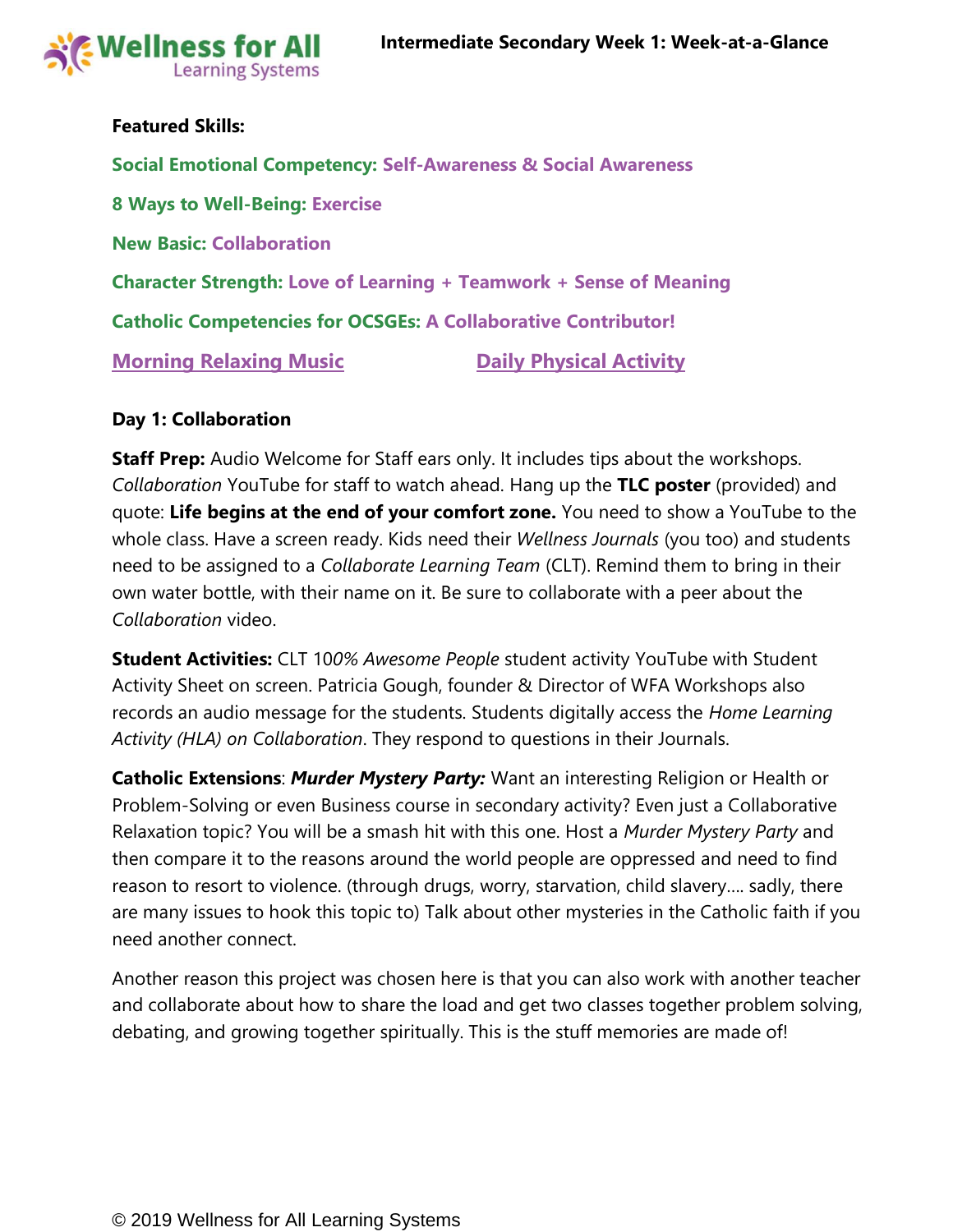# Intermediate Secondary Week 1: Week-at-a-Glance

**Featured Skills:**

**Social Emotional Competency: Self-Awareness & Social Awareness**

**8 Ways to Well-Being: Exercise**

**New Basic: Collaboration**

**Character Strength: Love of Learning + Teamwork + Sense of Meaning**

**Catholic Competencies for OCSGEs: A Collaborative Contributor!**

**Morning Relaxing Music** **Daily Physical Activity**

**Day 1: Collaboration**

**Staff Prep:** Audio Welcome for Staff ears only. It includes tips about the workshops. *Collaboration* YouTube for staff to watch ahead. Hang up the **TLC poster** (provided) and quote: **Life begins at the end of your comfort zone.** You need to show a YouTube to the whole class. Have a screen ready. Kids need their *Wellness Journals* (you too) and students need to be assigned to a *Collaborate Learning Team* (CLT). Remind them to bring in their own water bottle, with their name on it. Be sure to collaborate with a peer about the *Collaboration* video.

**Student Activities:** CLT 10*0% Awesome People* student activity YouTube with Student Activity Sheet on screen. Patricia Gough, founder & Director of WFA Workshops also records an audio message for the students. Students digitally access the *Home Learning Activity (HLA) on Collaboration*. They respond to questions in their Journals.

**Catholic Extensions**: ***Murder Mystery Party:*** Want an interesting Religion or Health or Problem-Solving or even Business course in secondary activity? Even just a Collaborative Relaxation topic? You will be a smash hit with this one. Host a *Murder Mystery Party* and then compare it to the reasons around the world people are oppressed and need to find reason to resort to violence. (through drugs, worry, starvation, child slavery…. sadly, there are many issues to hook this topic to) Talk about other mysteries in the Catholic faith if you need another connect.

Another reason this project was chosen here is that you can also work with another teacher and collaborate about how to share the load and get two classes together problem solving, debating, and growing together spiritually. This is the stuff memories are made of!

© 2019 Wellness for All Learning Systems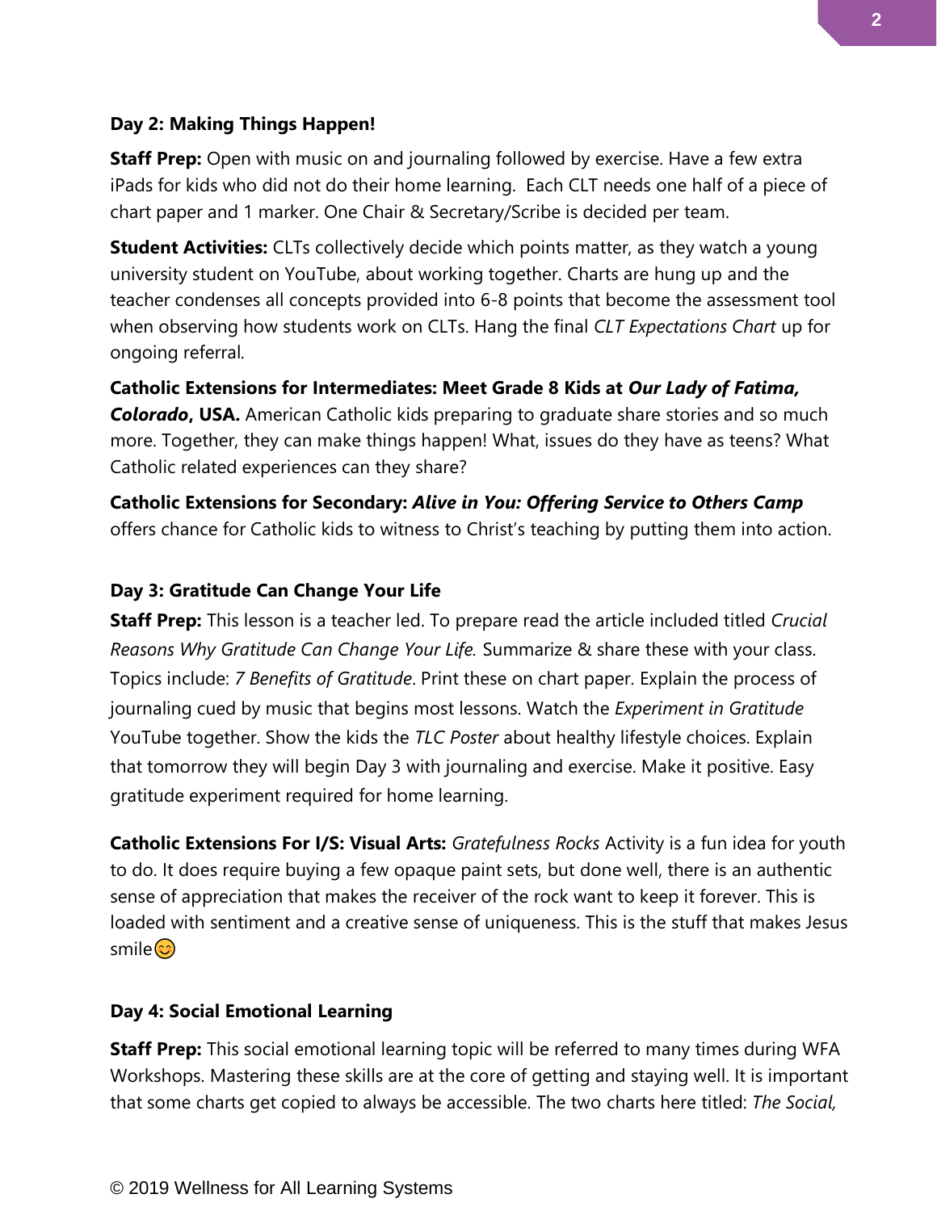**Day 2: Making Things Happen!**

**Staff Prep:** Open with music on and journaling followed by exercise. Have a few extra iPads for kids who did not do their home learning. Each CLT needs one half of a piece of chart paper and 1 marker. One Chair & Secretary/Scribe is decided per team.

**Student Activities:** CLTs collectively decide which points matter, as they watch a young university student on YouTube, about working together. Charts are hung up and the teacher condenses all concepts provided into 6-8 points that become the assessment tool when observing how students work on CLTs. Hang the final *CLT Expectations Chart* up for ongoing referral.

**Catholic Extensions for Intermediates: Meet Grade 8 Kids at *Our Lady of Fatima, Colorado*, USA.** American Catholic kids preparing to graduate share stories and so much more. Together, they can make things happen! What, issues do they have as teens? What Catholic related experiences can they share?

**Catholic Extensions for Secondary: *Alive in You: Offering Service to Others Camp*** offers chance for Catholic kids to witness to Christ's teaching by putting them into action.

**Day 3: Gratitude Can Change Your Life**

**Staff Prep:** This lesson is a teacher led. To prepare read the article included titled *Crucial Reasons Why Gratitude Can Change Your Life.* Summarize & share these with your class. Topics include: *7 Benefits of Gratitude*. Print these on chart paper. Explain the process of journaling cued by music that begins most lessons. Watch the *Experiment in Gratitude* YouTube together. Show the kids the *TLC Poster* about healthy lifestyle choices. Explain that tomorrow they will begin Day 3 with journaling and exercise. Make it positive. Easy gratitude experiment required for home learning.

**Catholic Extensions For I/S: Visual Arts:** *Gratefulness Rocks* Activity is a fun idea for youth to do. It does require buying a few opaque paint sets, but done well, there is an authentic sense of appreciation that makes the receiver of the rock want to keep it forever. This is loaded with sentiment and a creative sense of uniqueness. This is the stuff that makes Jesus smile😊

**Day 4: Social Emotional Learning**

**Staff Prep:** This social emotional learning topic will be referred to many times during WFA Workshops. Mastering these skills are at the core of getting and staying well. It is important that some charts get copied to always be accessible. The two charts here titled: *The Social,*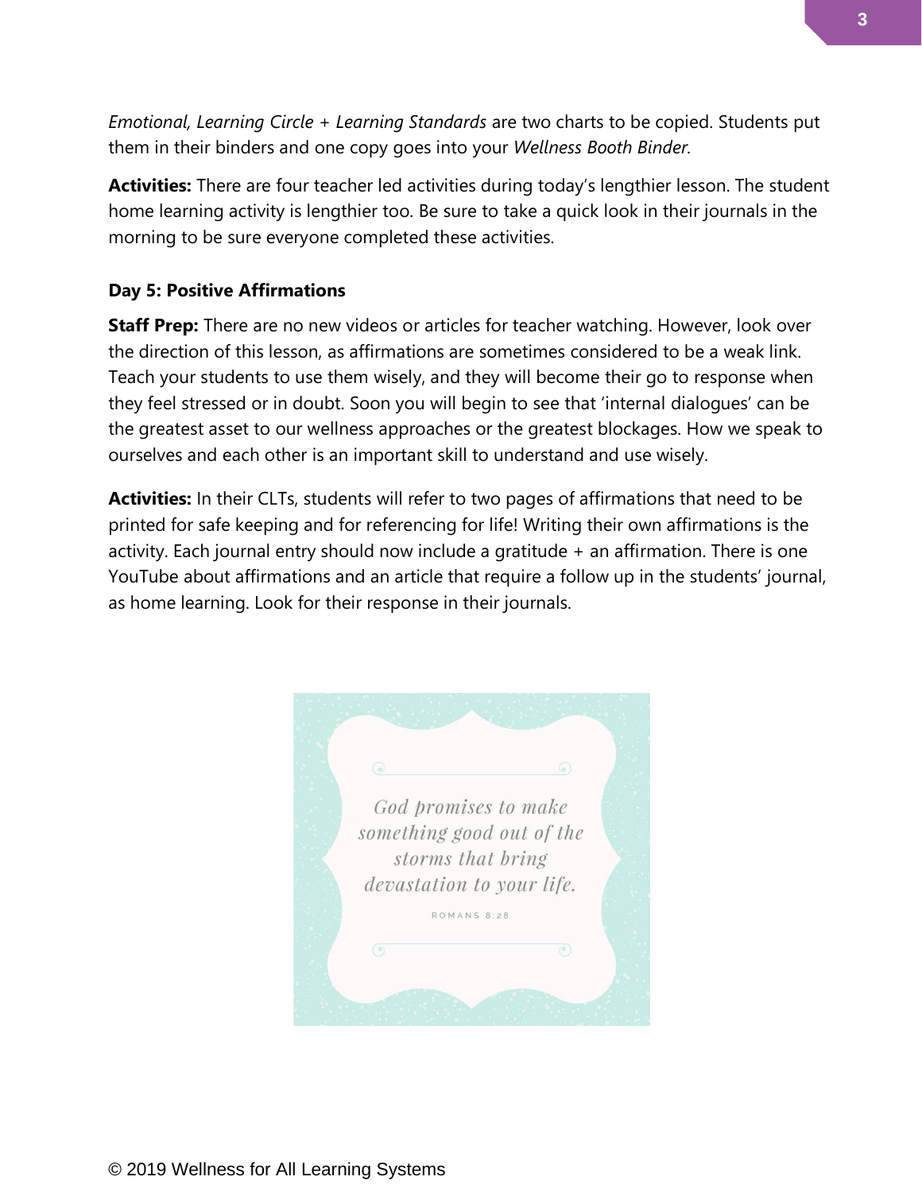*Emotional, Learning Circle + Learning Standards* are two charts to be copied. Students put them in their binders and one copy goes into your *Wellness Booth Binder.*

**Activities:** There are four teacher led activities during today's lengthier lesson. The student home learning activity is lengthier too. Be sure to take a quick look in their journals in the morning to be sure everyone completed these activities.

### Day 5: Positive Affirmations

**Staff Prep:** There are no new videos or articles for teacher watching. However, look over the direction of this lesson, as affirmations are sometimes considered to be a weak link. Teach your students to use them wisely, and they will become their go to response when they feel stressed or in doubt. Soon you will begin to see that 'internal dialogues' can be the greatest asset to our wellness approaches or the greatest blockages. How we speak to ourselves and each other is an important skill to understand and use wisely.

**Activities:** In their CLTs, students will refer to two pages of affirmations that need to be printed for safe keeping and for referencing for life! Writing their own affirmations is the activity. Each journal entry should now include a gratitude + an affirmation. There is one YouTube about affirmations and an article that require a follow up in the students' journal, as home learning. Look for their response in their journals.

*God promises to make something good out of the storms that bring devastation to your life.*

ROMANS 8:28

© 2019 Wellness for All Learning Systems